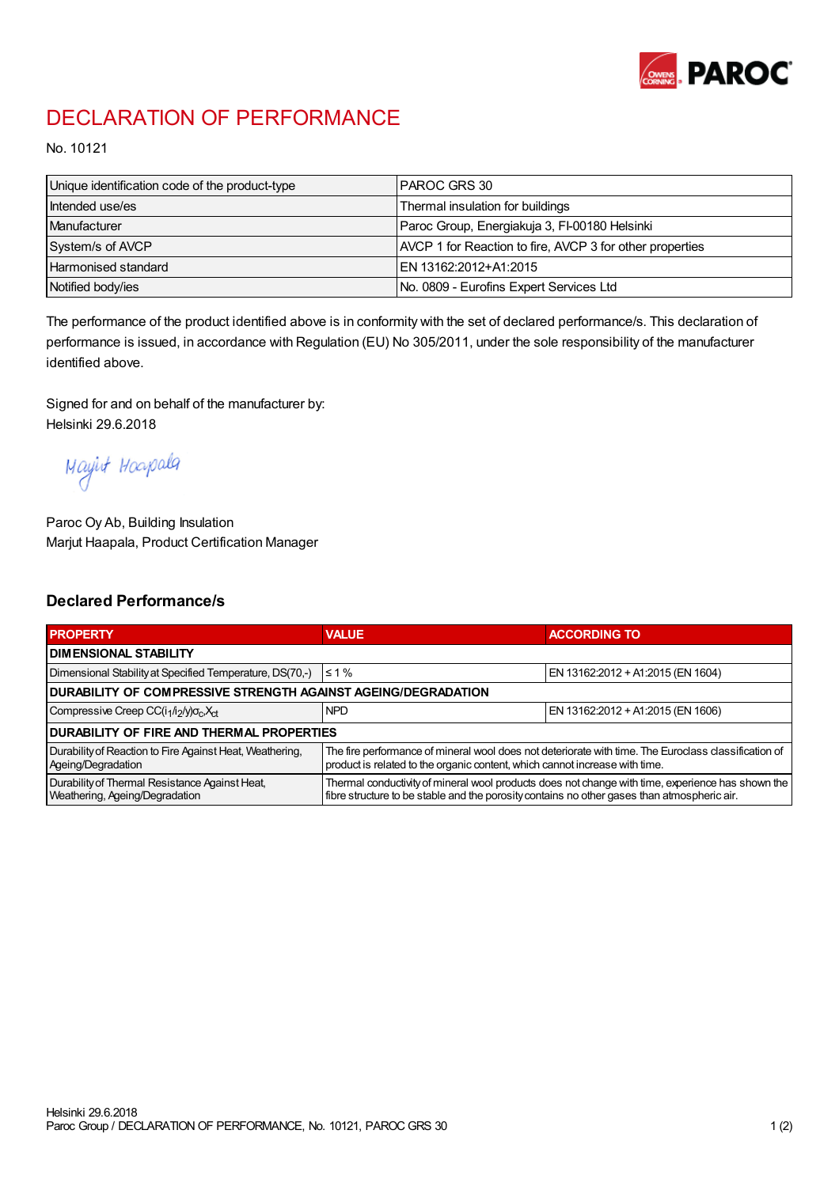# DECLARATION OF PERFORMANCE

No. 10121

| | |
|---|---|
| Unique identification code of the product-type | PAROC GRS 30 |
| Intended use/es | Thermal insulation for buildings |
| Manufacturer | Paroc Group, Energiakuja 3, FI-00180 Helsinki |
| System/s of AVCP | AVCP 1 for Reaction to fire, AVCP 3 for other properties |
| Harmonised standard | EN 13162:2012+A1:2015 |
| Notified body/ies | No. 0809 - Eurofins Expert Services Ltd |

The performance of the product identified above is in conformity with the set of declared performance/s. This declaration of performance is issued, in accordance with Regulation (EU) No 305/2011, under the sole responsibility of the manufacturer identified above.

Signed for and on behalf of the manufacturer by:
Helsinki 29.6.2018

Marjut Haapala

Paroc Oy Ab, Building Insulation
Marjut Haapala, Product Certification Manager

## Declared Performance/s

| PROPERTY | VALUE | ACCORDING TO |
|---|---|---|
| **DIMENSIONAL STABILITY** | | |
| Dimensional Stability at Specified Temperature, DS(70,-) | ≤ 1 % | EN 13162:2012 + A1:2015 (EN 1604) |
| **DURABILITY OF COMPRESSIVE STRENGTH AGAINST AGEING/DEGRADATION** | | |
| Compressive Creep $CC(i_1/i_2/y)\sigma_c X_{ct}$ | NPD | EN 13162:2012 + A1:2015 (EN 1606) |
| **DURABILITY OF FIRE AND THERMAL PROPERTIES** | | |
| Durability of Reaction to Fire Against Heat, Weathering, Ageing/Degradation | The fire performance of mineral wool does not deteriorate with time. The Euroclass classification of product is related to the organic content, which cannot increase with time. | |
| Durability of Thermal Resistance Against Heat, Weathering, Ageing/Degradation | Thermal conductivity of mineral wool products does not change with time, experience has shown the fibre structure to be stable and the porosity contains no other gases than atmospheric air. | |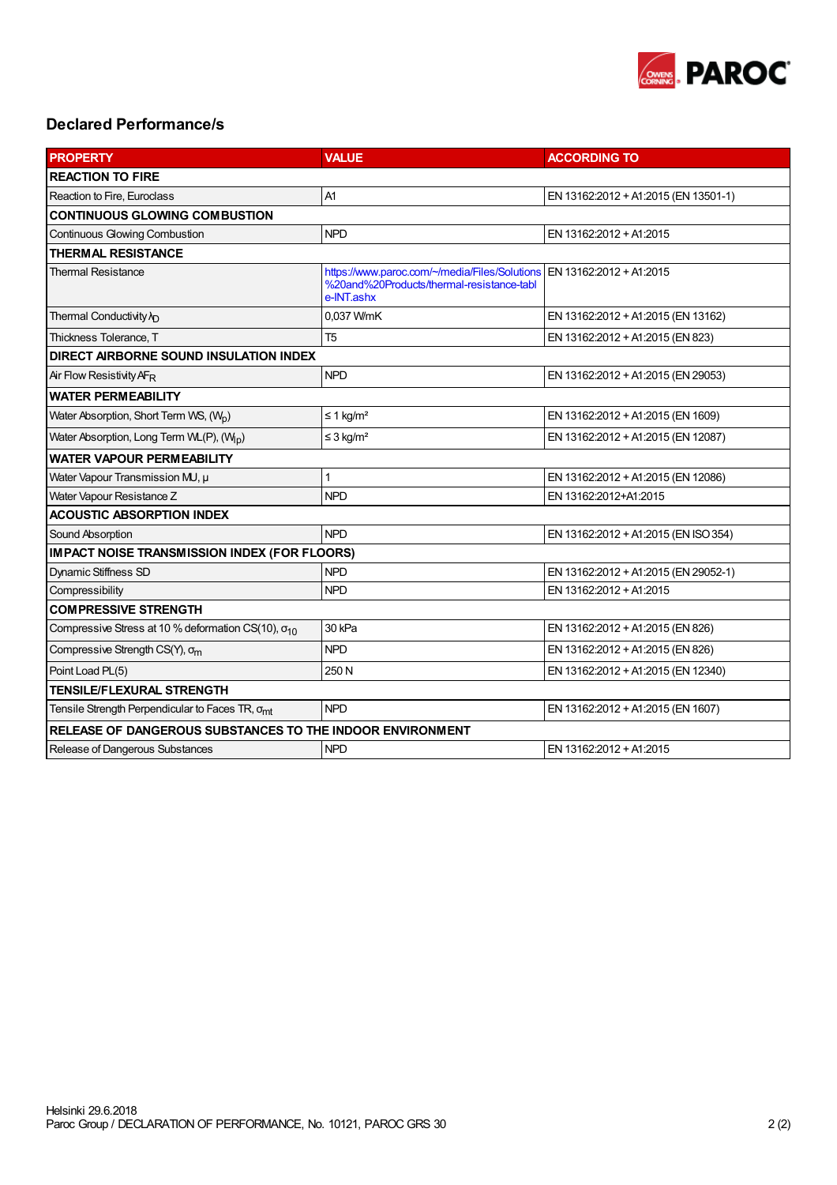## Declared Performance/s

| PROPERTY | VALUE | ACCORDING TO |
|---|---|---|
| **REACTION TO FIRE** | | |
| Reaction to Fire, Euroclass | A1 | EN 13162:2012 + A1:2015 (EN 13501-1) |
| **CONTINUOUS GLOWING COMBUSTION** | | |
| Continuous Glowing Combustion | NPD | EN 13162:2012 + A1:2015 |
| **THERMAL RESISTANCE** | | |
| Thermal Resistance | https://www.paroc.com/~/media/Files/Solutions%20and%20Products/thermal-resistance-table-INT.ashx | EN 13162:2012 + A1:2015 |
| Thermal Conductivity $\lambda_D$ | 0,037 W/mK | EN 13162:2012 + A1:2015 (EN 13162) |
| Thickness Tolerance, T | T5 | EN 13162:2012 + A1:2015 (EN 823) |
| **DIRECT AIRBORNE SOUND INSULATION INDEX** | | |
| Air Flow Resistivity $AF_R$ | NPD | EN 13162:2012 + A1:2015 (EN 29053) |
| **WATER PERMEABILITY** | | |
| Water Absorption, Short Term WS, ($W_p$) | ≤ 1 kg/m² | EN 13162:2012 + A1:2015 (EN 1609) |
| Water Absorption, Long Term WL(P), ($W_{lp}$) | ≤ 3 kg/m² | EN 13162:2012 + A1:2015 (EN 12087) |
| **WATER VAPOUR PERMEABILITY** | | |
| Water Vapour Transmission MU, μ | 1 | EN 13162:2012 + A1:2015 (EN 12086) |
| Water Vapour Resistance Z | NPD | EN 13162:2012+A1:2015 |
| **ACOUSTIC ABSORPTION INDEX** | | |
| Sound Absorption | NPD | EN 13162:2012 + A1:2015 (EN ISO 354) |
| **IMPACT NOISE TRANSMISSION INDEX (FOR FLOORS)** | | |
| Dynamic Stiffness SD | NPD | EN 13162:2012 + A1:2015 (EN 29052-1) |
| Compressibility | NPD | EN 13162:2012 + A1:2015 |
| **COMPRESSIVE STRENGTH** | | |
| Compressive Stress at 10 % deformation CS(10), $\sigma_{10}$ | 30 kPa | EN 13162:2012 + A1:2015 (EN 826) |
| Compressive Strength CS(Y), $\sigma_m$ | NPD | EN 13162:2012 + A1:2015 (EN 826) |
| Point Load PL(5) | 250 N | EN 13162:2012 + A1:2015 (EN 12340) |
| **TENSILE/FLEXURAL STRENGTH** | | |
| Tensile Strength Perpendicular to Faces TR, $\sigma_{mt}$ | NPD | EN 13162:2012 + A1:2015 (EN 1607) |
| **RELEASE OF DANGEROUS SUBSTANCES TO THE INDOOR ENVIRONMENT** | | |
| Release of Dangerous Substances | NPD | EN 13162:2012 + A1:2015 |

Helsinki 29.6.2018
Paroc Group / DECLARATION OF PERFORMANCE, No. 10121, PAROC GRS 30